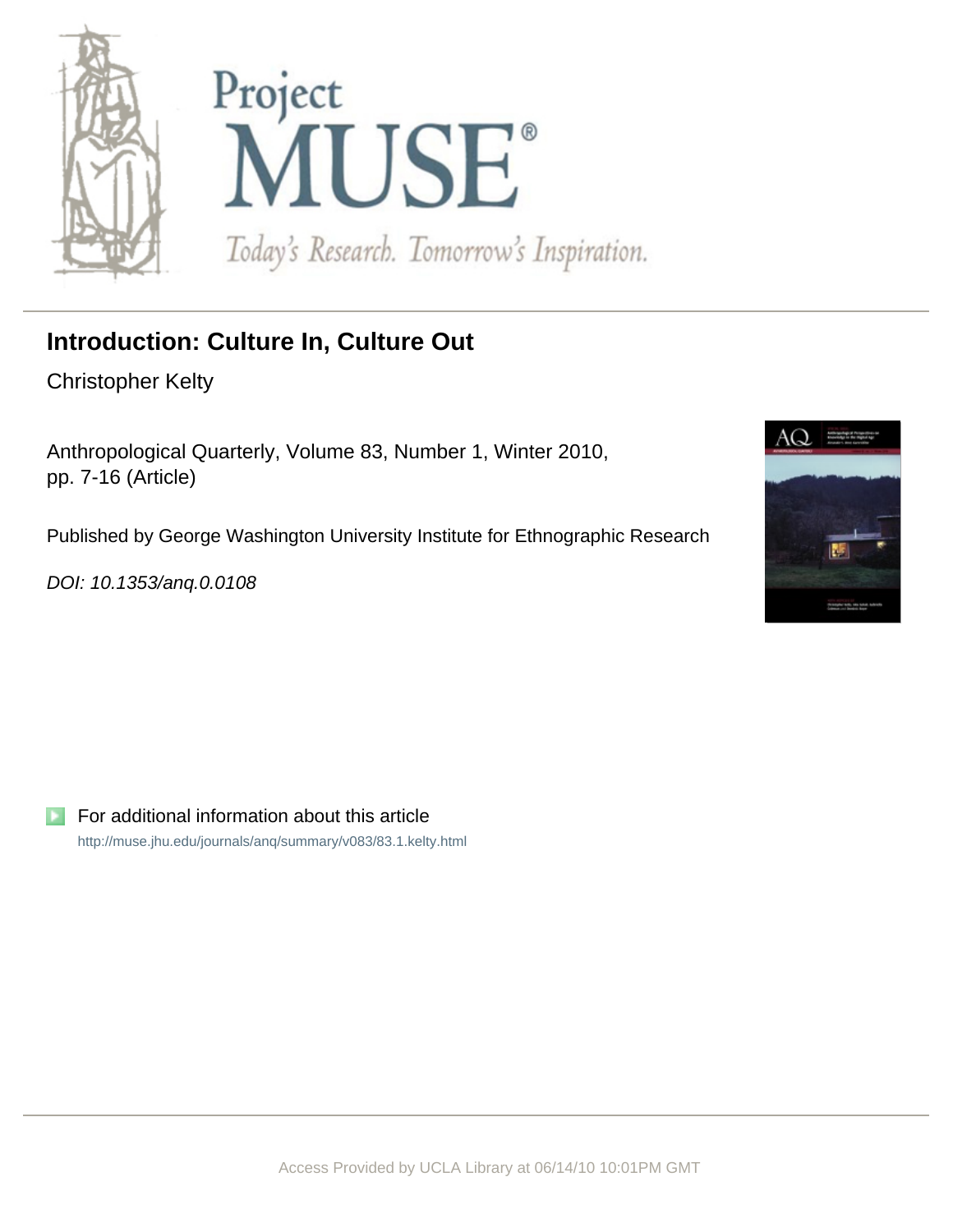Project MUSE®

Today's Research. Tomorrow's Inspiration.

# Introduction: Culture In, Culture Out

Christopher Kelty

Anthropological Quarterly, Volume 83, Number 1, Winter 2010, pp. 7-16 (Article)

Published by George Washington University Institute for Ethnographic Research

*DOI: 10.1353/anq.0.0108*

For additional information about this article

http://muse.jhu.edu/journals/anq/summary/v083/83.1.kelty.html

Access Provided by UCLA Library at 06/14/10 10:01PM GMT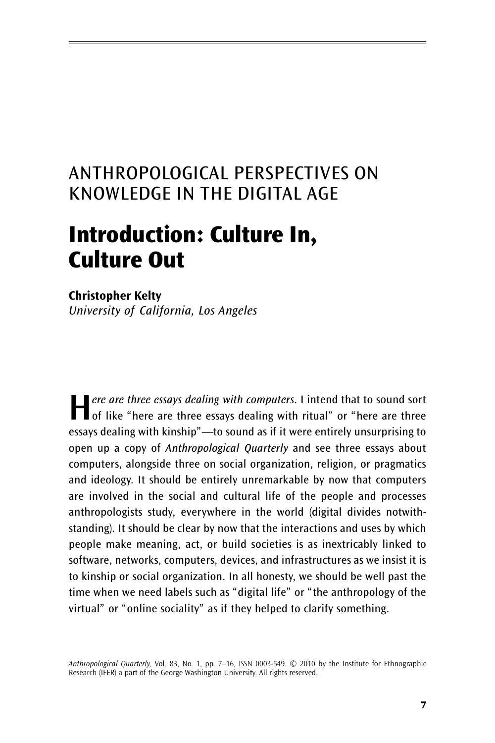ANTHROPOLOGICAL PERSPECTIVES ON KNOWLEDGE IN THE DIGITAL AGE

# Introduction: Culture In, Culture Out

**Christopher Kelty**
*University of California, Los Angeles*

*Here are three essays dealing with computers*. I intend that to sound sort of like "here are three essays dealing with ritual" or "here are three essays dealing with kinship"—to sound as if it were entirely unsurprising to open up a copy of *Anthropological Quarterly* and see three essays about computers, alongside three on social organization, religion, or pragmatics and ideology. It should be entirely unremarkable by now that computers are involved in the social and cultural life of the people and processes anthropologists study, everywhere in the world (digital divides notwithstanding). It should be clear by now that the interactions and uses by which people make meaning, act, or build societies is as inextricably linked to software, networks, computers, devices, and infrastructures as we insist it is to kinship or social organization. In all honesty, we should be well past the time when we need labels such as "digital life" or "the anthropology of the virtual" or "online sociality" as if they helped to clarify something.

*Anthropological Quarterly*, Vol. 83, No. 1, pp. 7–16, ISSN 0003-549. © 2010 by the Institute for Ethnographic Research (IFER) a part of the George Washington University. All rights reserved.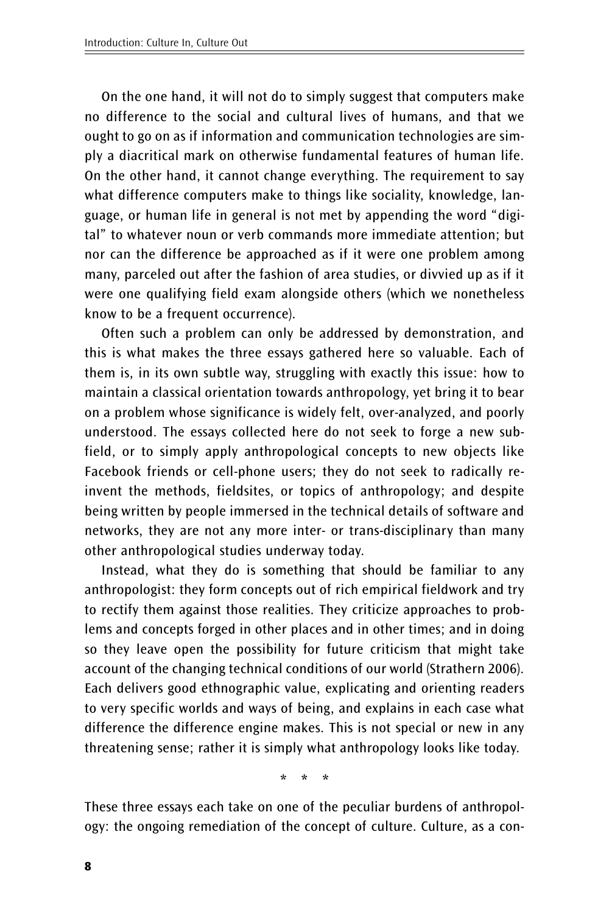On the one hand, it will not do to simply suggest that computers make no difference to the social and cultural lives of humans, and that we ought to go on as if information and communication technologies are simply a diacritical mark on otherwise fundamental features of human life. On the other hand, it cannot change everything. The requirement to say what difference computers make to things like sociality, knowledge, language, or human life in general is not met by appending the word "digital" to whatever noun or verb commands more immediate attention; but nor can the difference be approached as if it were one problem among many, parceled out after the fashion of area studies, or divvied up as if it were one qualifying field exam alongside others (which we nonetheless know to be a frequent occurrence).

Often such a problem can only be addressed by demonstration, and this is what makes the three essays gathered here so valuable. Each of them is, in its own subtle way, struggling with exactly this issue: how to maintain a classical orientation towards anthropology, yet bring it to bear on a problem whose significance is widely felt, over-analyzed, and poorly understood. The essays collected here do not seek to forge a new subfield, or to simply apply anthropological concepts to new objects like Facebook friends or cell-phone users; they do not seek to radically reinvent the methods, fieldsites, or topics of anthropology; and despite being written by people immersed in the technical details of software and networks, they are not any more inter- or trans-disciplinary than many other anthropological studies underway today.

Instead, what they do is something that should be familiar to any anthropologist: they form concepts out of rich empirical fieldwork and try to rectify them against those realities. They criticize approaches to problems and concepts forged in other places and in other times; and in doing so they leave open the possibility for future criticism that might take account of the changing technical conditions of our world (Strathern 2006). Each delivers good ethnographic value, explicating and orienting readers to very specific worlds and ways of being, and explains in each case what difference the difference engine makes. This is not special or new in any threatening sense; rather it is simply what anthropology looks like today.

\* \* \*

These three essays each take on one of the peculiar burdens of anthropology: the ongoing remediation of the concept of culture. Culture, as a con-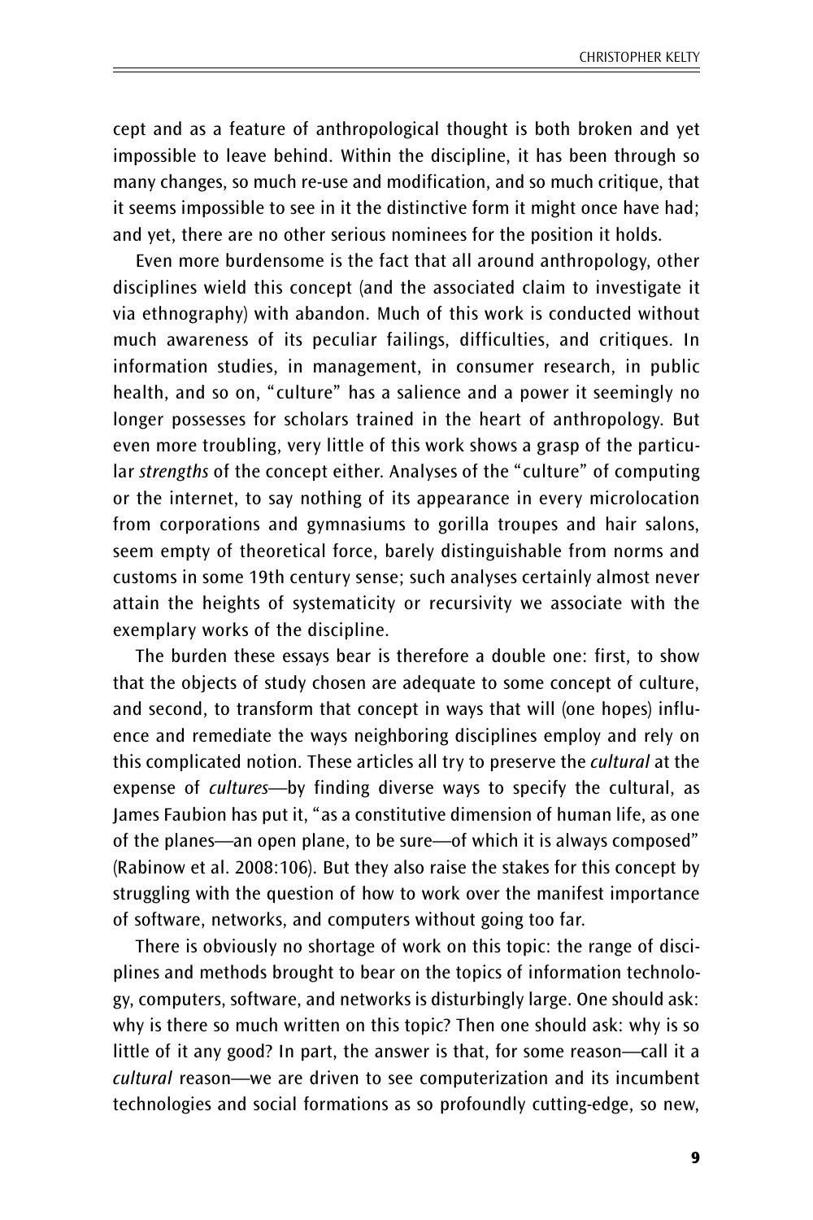cept and as a feature of anthropological thought is both broken and yet impossible to leave behind. Within the discipline, it has been through so many changes, so much re-use and modification, and so much critique, that it seems impossible to see in it the distinctive form it might once have had; and yet, there are no other serious nominees for the position it holds.

Even more burdensome is the fact that all around anthropology, other disciplines wield this concept (and the associated claim to investigate it via ethnography) with abandon. Much of this work is conducted without much awareness of its peculiar failings, difficulties, and critiques. In information studies, in management, in consumer research, in public health, and so on, "culture" has a salience and a power it seemingly no longer possesses for scholars trained in the heart of anthropology. But even more troubling, very little of this work shows a grasp of the particular *strengths* of the concept either. Analyses of the "culture" of computing or the internet, to say nothing of its appearance in every microlocation from corporations and gymnasiums to gorilla troupes and hair salons, seem empty of theoretical force, barely distinguishable from norms and customs in some 19th century sense; such analyses certainly almost never attain the heights of systematicity or recursivity we associate with the exemplary works of the discipline.

The burden these essays bear is therefore a double one: first, to show that the objects of study chosen are adequate to some concept of culture, and second, to transform that concept in ways that will (one hopes) influence and remediate the ways neighboring disciplines employ and rely on this complicated notion. These articles all try to preserve the *cultural* at the expense of *cultures*—by finding diverse ways to specify the cultural, as James Faubion has put it, "as a constitutive dimension of human life, as one of the planes—an open plane, to be sure—of which it is always composed" (Rabinow et al. 2008:106). But they also raise the stakes for this concept by struggling with the question of how to work over the manifest importance of software, networks, and computers without going too far.

There is obviously no shortage of work on this topic: the range of disciplines and methods brought to bear on the topics of information technology, computers, software, and networks is disturbingly large. One should ask: why is there so much written on this topic? Then one should ask: why is so little of it any good? In part, the answer is that, for some reason—call it a *cultural* reason—we are driven to see computerization and its incumbent technologies and social formations as so profoundly cutting-edge, so new,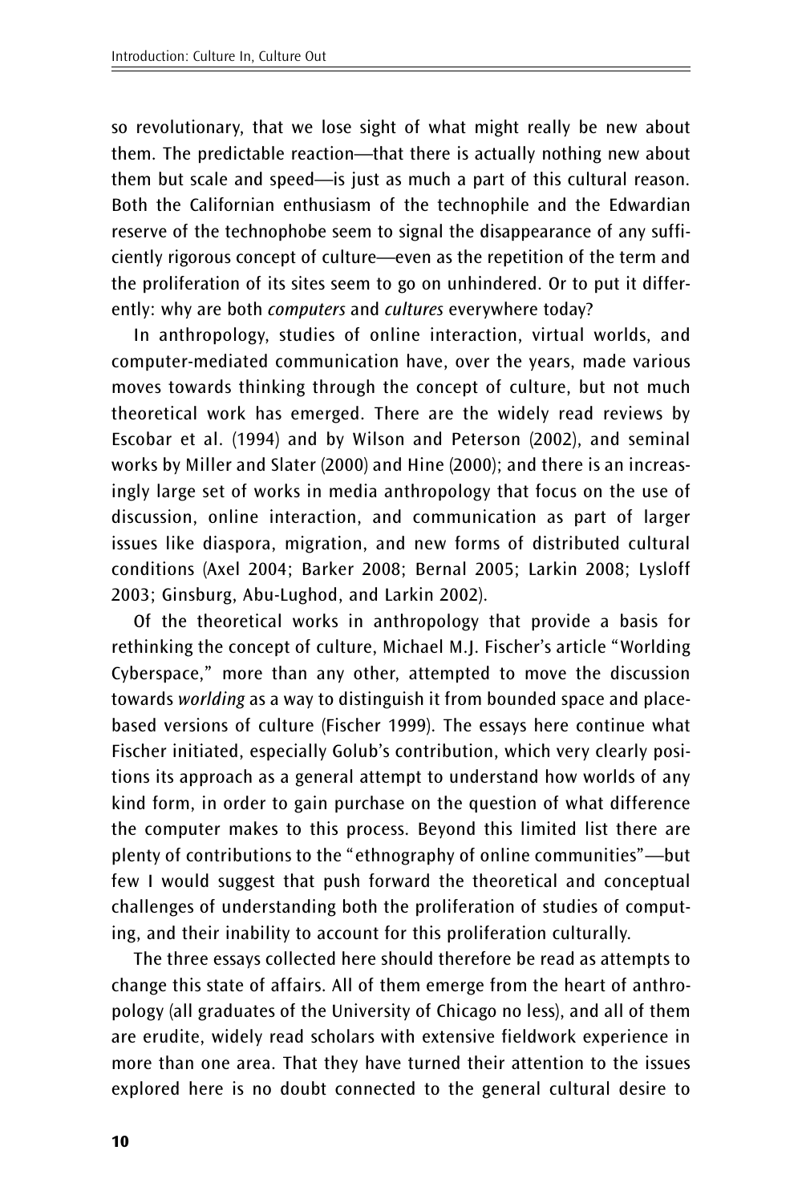so revolutionary, that we lose sight of what might really be new about them. The predictable reaction—that there is actually nothing new about them but scale and speed—is just as much a part of this cultural reason. Both the Californian enthusiasm of the technophile and the Edwardian reserve of the technophobe seem to signal the disappearance of any sufficiently rigorous concept of culture—even as the repetition of the term and the proliferation of its sites seem to go on unhindered. Or to put it differently: why are both *computers* and *cultures* everywhere today?

In anthropology, studies of online interaction, virtual worlds, and computer-mediated communication have, over the years, made various moves towards thinking through the concept of culture, but not much theoretical work has emerged. There are the widely read reviews by Escobar et al. (1994) and by Wilson and Peterson (2002), and seminal works by Miller and Slater (2000) and Hine (2000); and there is an increasingly large set of works in media anthropology that focus on the use of discussion, online interaction, and communication as part of larger issues like diaspora, migration, and new forms of distributed cultural conditions (Axel 2004; Barker 2008; Bernal 2005; Larkin 2008; Lysloff 2003; Ginsburg, Abu-Lughod, and Larkin 2002).

Of the theoretical works in anthropology that provide a basis for rethinking the concept of culture, Michael M.J. Fischer's article "Worlding Cyberspace," more than any other, attempted to move the discussion towards *worlding* as a way to distinguish it from bounded space and place-based versions of culture (Fischer 1999). The essays here continue what Fischer initiated, especially Golub's contribution, which very clearly positions its approach as a general attempt to understand how worlds of any kind form, in order to gain purchase on the question of what difference the computer makes to this process. Beyond this limited list there are plenty of contributions to the "ethnography of online communities"—but few I would suggest that push forward the theoretical and conceptual challenges of understanding both the proliferation of studies of computing, and their inability to account for this proliferation culturally.

The three essays collected here should therefore be read as attempts to change this state of affairs. All of them emerge from the heart of anthropology (all graduates of the University of Chicago no less), and all of them are erudite, widely read scholars with extensive fieldwork experience in more than one area. That they have turned their attention to the issues explored here is no doubt connected to the general cultural desire to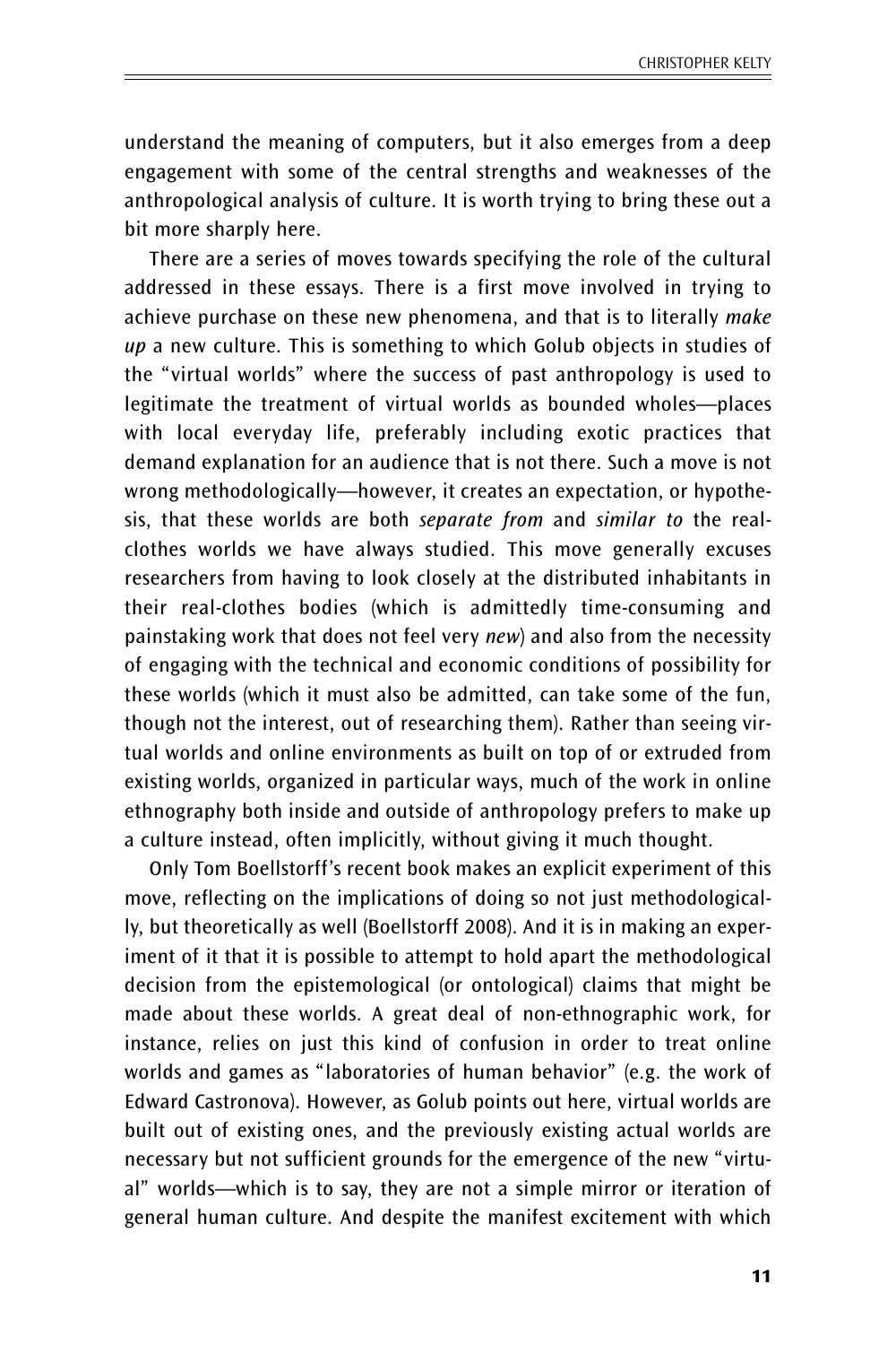understand the meaning of computers, but it also emerges from a deep engagement with some of the central strengths and weaknesses of the anthropological analysis of culture. It is worth trying to bring these out a bit more sharply here.

There are a series of moves towards specifying the role of the cultural addressed in these essays. There is a first move involved in trying to achieve purchase on these new phenomena, and that is to literally *make up* a new culture. This is something to which Golub objects in studies of the "virtual worlds" where the success of past anthropology is used to legitimate the treatment of virtual worlds as bounded wholes—places with local everyday life, preferably including exotic practices that demand explanation for an audience that is not there. Such a move is not wrong methodologically—however, it creates an expectation, or hypothesis, that these worlds are both *separate from* and *similar to* the real-clothes worlds we have always studied. This move generally excuses researchers from having to look closely at the distributed inhabitants in their real-clothes bodies (which is admittedly time-consuming and painstaking work that does not feel very *new*) and also from the necessity of engaging with the technical and economic conditions of possibility for these worlds (which it must also be admitted, can take some of the fun, though not the interest, out of researching them). Rather than seeing virtual worlds and online environments as built on top of or extruded from existing worlds, organized in particular ways, much of the work in online ethnography both inside and outside of anthropology prefers to make up a culture instead, often implicitly, without giving it much thought.

Only Tom Boellstorff's recent book makes an explicit experiment of this move, reflecting on the implications of doing so not just methodologically, but theoretically as well (Boellstorff 2008). And it is in making an experiment of it that it is possible to attempt to hold apart the methodological decision from the epistemological (or ontological) claims that might be made about these worlds. A great deal of non-ethnographic work, for instance, relies on just this kind of confusion in order to treat online worlds and games as "laboratories of human behavior" (e.g. the work of Edward Castronova). However, as Golub points out here, virtual worlds are built out of existing ones, and the previously existing actual worlds are necessary but not sufficient grounds for the emergence of the new "virtual" worlds—which is to say, they are not a simple mirror or iteration of general human culture. And despite the manifest excitement with which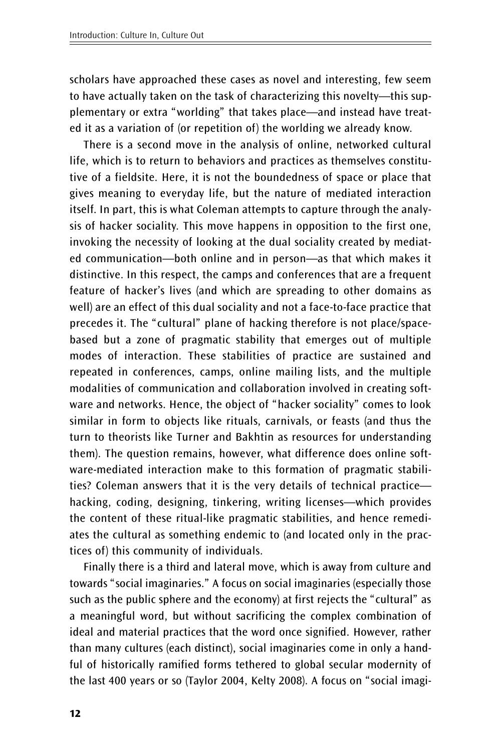scholars have approached these cases as novel and interesting, few seem to have actually taken on the task of characterizing this novelty—this supplementary or extra "worlding" that takes place—and instead have treated it as a variation of (or repetition of) the worlding we already know.

There is a second move in the analysis of online, networked cultural life, which is to return to behaviors and practices as themselves constitutive of a fieldsite. Here, it is not the boundedness of space or place that gives meaning to everyday life, but the nature of mediated interaction itself. In part, this is what Coleman attempts to capture through the analysis of hacker sociality. This move happens in opposition to the first one, invoking the necessity of looking at the dual sociality created by mediated communication—both online and in person—as that which makes it distinctive. In this respect, the camps and conferences that are a frequent feature of hacker's lives (and which are spreading to other domains as well) are an effect of this dual sociality and not a face-to-face practice that precedes it. The "cultural" plane of hacking therefore is not place/space-based but a zone of pragmatic stability that emerges out of multiple modes of interaction. These stabilities of practice are sustained and repeated in conferences, camps, online mailing lists, and the multiple modalities of communication and collaboration involved in creating software and networks. Hence, the object of "hacker sociality" comes to look similar in form to objects like rituals, carnivals, or feasts (and thus the turn to theorists like Turner and Bakhtin as resources for understanding them). The question remains, however, what difference does online software-mediated interaction make to this formation of pragmatic stabilities? Coleman answers that it is the very details of technical practice—hacking, coding, designing, tinkering, writing licenses—which provides the content of these ritual-like pragmatic stabilities, and hence remediates the cultural as something endemic to (and located only in the practices of) this community of individuals.

Finally there is a third and lateral move, which is away from culture and towards "social imaginaries." A focus on social imaginaries (especially those such as the public sphere and the economy) at first rejects the "cultural" as a meaningful word, but without sacrificing the complex combination of ideal and material practices that the word once signified. However, rather than many cultures (each distinct), social imaginaries come in only a handful of historically ramified forms tethered to global secular modernity of the last 400 years or so (Taylor 2004, Kelty 2008). A focus on "social imagi-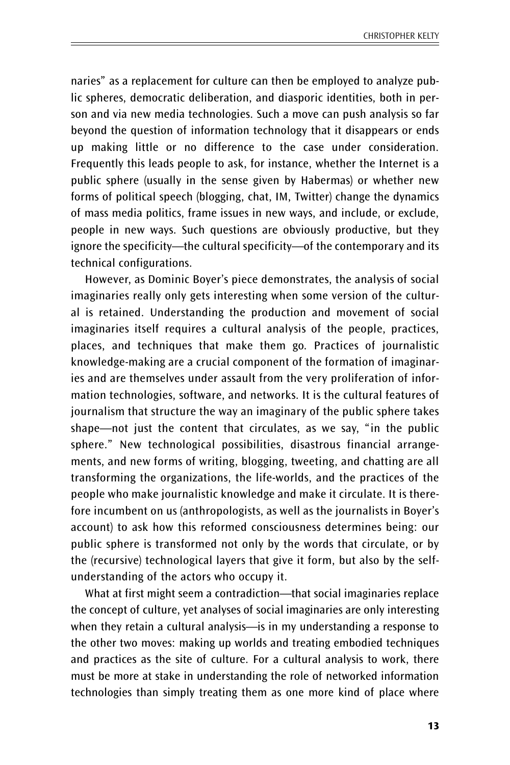naries" as a replacement for culture can then be employed to analyze public spheres, democratic deliberation, and diasporic identities, both in person and via new media technologies. Such a move can push analysis so far beyond the question of information technology that it disappears or ends up making little or no difference to the case under consideration. Frequently this leads people to ask, for instance, whether the Internet is a public sphere (usually in the sense given by Habermas) or whether new forms of political speech (blogging, chat, IM, Twitter) change the dynamics of mass media politics, frame issues in new ways, and include, or exclude, people in new ways. Such questions are obviously productive, but they ignore the specificity—the cultural specificity—of the contemporary and its technical configurations.

However, as Dominic Boyer's piece demonstrates, the analysis of social imaginaries really only gets interesting when some version of the cultural is retained. Understanding the production and movement of social imaginaries itself requires a cultural analysis of the people, practices, places, and techniques that make them go. Practices of journalistic knowledge-making are a crucial component of the formation of imaginaries and are themselves under assault from the very proliferation of information technologies, software, and networks. It is the cultural features of journalism that structure the way an imaginary of the public sphere takes shape—not just the content that circulates, as we say, "in the public sphere." New technological possibilities, disastrous financial arrangements, and new forms of writing, blogging, tweeting, and chatting are all transforming the organizations, the life-worlds, and the practices of the people who make journalistic knowledge and make it circulate. It is therefore incumbent on us (anthropologists, as well as the journalists in Boyer's account) to ask how this reformed consciousness determines being: our public sphere is transformed not only by the words that circulate, or by the (recursive) technological layers that give it form, but also by the self-understanding of the actors who occupy it.

What at first might seem a contradiction—that social imaginaries replace the concept of culture, yet analyses of social imaginaries are only interesting when they retain a cultural analysis—is in my understanding a response to the other two moves: making up worlds and treating embodied techniques and practices as the site of culture. For a cultural analysis to work, there must be more at stake in understanding the role of networked information technologies than simply treating them as one more kind of place where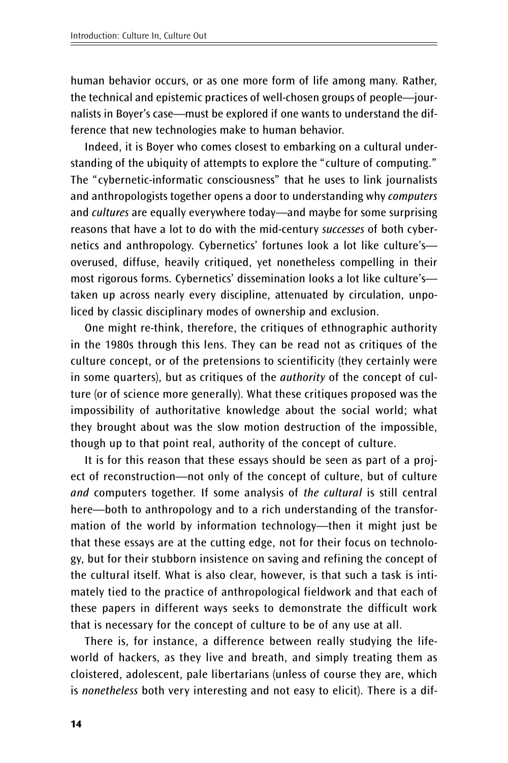human behavior occurs, or as one more form of life among many. Rather, the technical and epistemic practices of well-chosen groups of people—journalists in Boyer's case—must be explored if one wants to understand the difference that new technologies make to human behavior.

Indeed, it is Boyer who comes closest to embarking on a cultural understanding of the ubiquity of attempts to explore the "culture of computing." The "cybernetic-informatic consciousness" that he uses to link journalists and anthropologists together opens a door to understanding why *computers* and *cultures* are equally everywhere today—and maybe for some surprising reasons that have a lot to do with the mid-century *successes* of both cybernetics and anthropology. Cybernetics' fortunes look a lot like culture's—overused, diffuse, heavily critiqued, yet nonetheless compelling in their most rigorous forms. Cybernetics' dissemination looks a lot like culture's—taken up across nearly every discipline, attenuated by circulation, unpoliced by classic disciplinary modes of ownership and exclusion.

One might re-think, therefore, the critiques of ethnographic authority in the 1980s through this lens. They can be read not as critiques of the culture concept, or of the pretensions to scientificity (they certainly were in some quarters), but as critiques of the *authority* of the concept of culture (or of science more generally). What these critiques proposed was the impossibility of authoritative knowledge about the social world; what they brought about was the slow motion destruction of the impossible, though up to that point real, authority of the concept of culture.

It is for this reason that these essays should be seen as part of a project of reconstruction—not only of the concept of culture, but of culture *and* computers together. If some analysis of *the cultural* is still central here—both to anthropology and to a rich understanding of the transformation of the world by information technology—then it might just be that these essays are at the cutting edge, not for their focus on technology, but for their stubborn insistence on saving and refining the concept of the cultural itself. What is also clear, however, is that such a task is intimately tied to the practice of anthropological fieldwork and that each of these papers in different ways seeks to demonstrate the difficult work that is necessary for the concept of culture to be of any use at all.

There is, for instance, a difference between really studying the life-world of hackers, as they live and breath, and simply treating them as cloistered, adolescent, pale libertarians (unless of course they are, which is *nonetheless* both very interesting and not easy to elicit). There is a dif-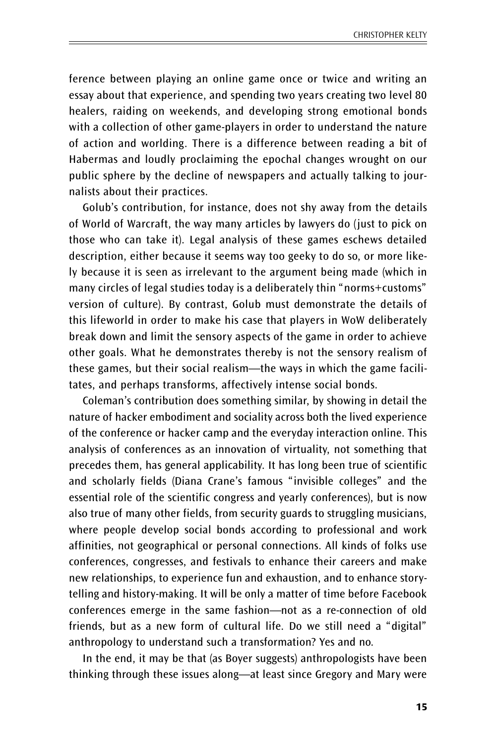ference between playing an online game once or twice and writing an essay about that experience, and spending two years creating two level 80 healers, raiding on weekends, and developing strong emotional bonds with a collection of other game-players in order to understand the nature of action and worlding. There is a difference between reading a bit of Habermas and loudly proclaiming the epochal changes wrought on our public sphere by the decline of newspapers and actually talking to journalists about their practices.

Golub's contribution, for instance, does not shy away from the details of World of Warcraft, the way many articles by lawyers do (just to pick on those who can take it). Legal analysis of these games eschews detailed description, either because it seems way too geeky to do so, or more likely because it is seen as irrelevant to the argument being made (which in many circles of legal studies today is a deliberately thin "norms+customs" version of culture). By contrast, Golub must demonstrate the details of this lifeworld in order to make his case that players in WoW deliberately break down and limit the sensory aspects of the game in order to achieve other goals. What he demonstrates thereby is not the sensory realism of these games, but their social realism—the ways in which the game facilitates, and perhaps transforms, affectively intense social bonds.

Coleman's contribution does something similar, by showing in detail the nature of hacker embodiment and sociality across both the lived experience of the conference or hacker camp and the everyday interaction online. This analysis of conferences as an innovation of virtuality, not something that precedes them, has general applicability. It has long been true of scientific and scholarly fields (Diana Crane's famous "invisible colleges" and the essential role of the scientific congress and yearly conferences), but is now also true of many other fields, from security guards to struggling musicians, where people develop social bonds according to professional and work affinities, not geographical or personal connections. All kinds of folks use conferences, congresses, and festivals to enhance their careers and make new relationships, to experience fun and exhaustion, and to enhance storytelling and history-making. It will be only a matter of time before Facebook conferences emerge in the same fashion—not as a re-connection of old friends, but as a new form of cultural life. Do we still need a "digital" anthropology to understand such a transformation? Yes and no.

In the end, it may be that (as Boyer suggests) anthropologists have been thinking through these issues along—at least since Gregory and Mary were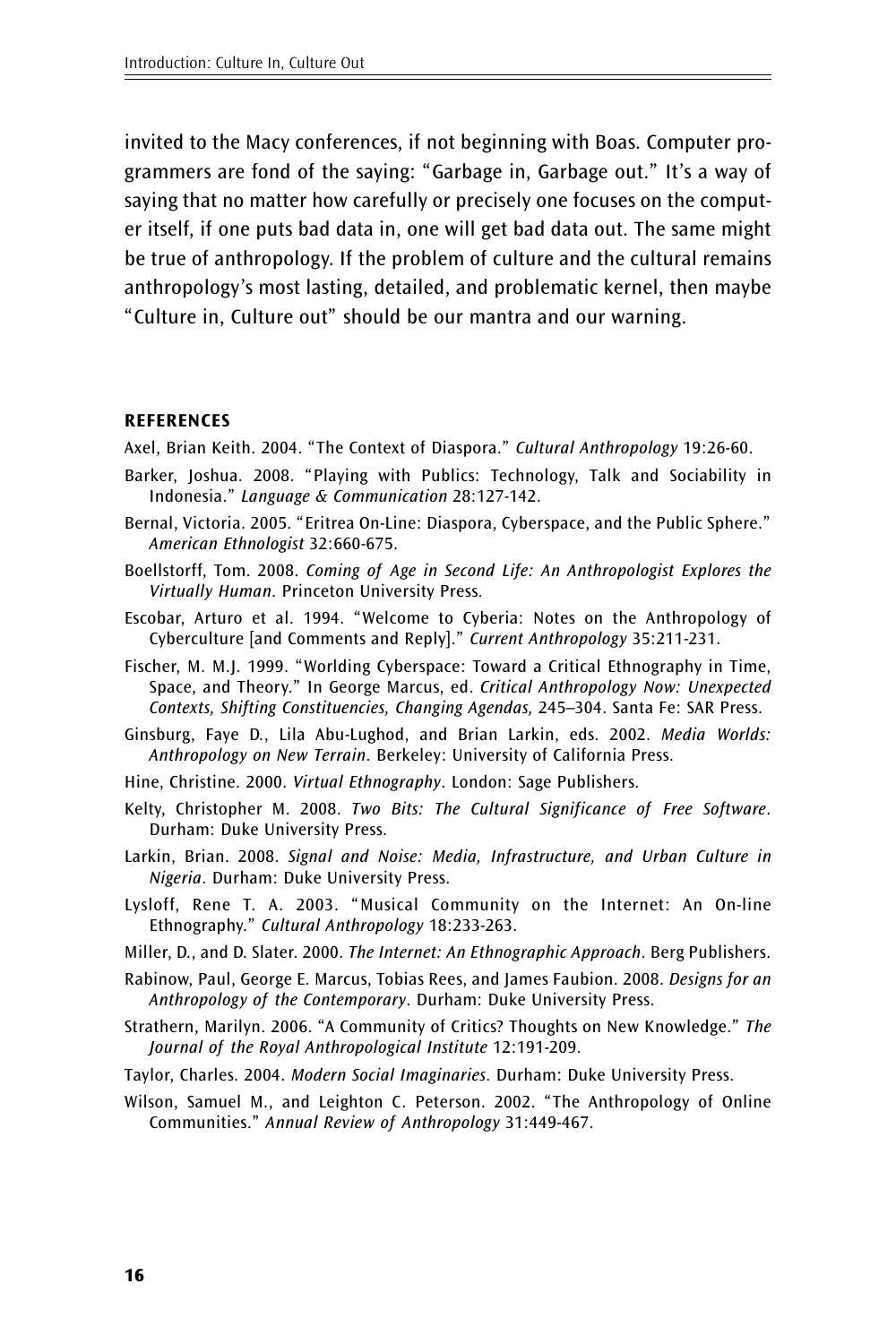invited to the Macy conferences, if not beginning with Boas. Computer programmers are fond of the saying: "Garbage in, Garbage out." It's a way of saying that no matter how carefully or precisely one focuses on the computer itself, if one puts bad data in, one will get bad data out. The same might be true of anthropology. If the problem of culture and the cultural remains anthropology's most lasting, detailed, and problematic kernel, then maybe "Culture in, Culture out" should be our mantra and our warning.

## REFERENCES

Axel, Brian Keith. 2004. "The Context of Diaspora." *Cultural Anthropology* 19:26-60.

Barker, Joshua. 2008. "Playing with Publics: Technology, Talk and Sociability in Indonesia." *Language & Communication* 28:127-142.

Bernal, Victoria. 2005. "Eritrea On-Line: Diaspora, Cyberspace, and the Public Sphere." *American Ethnologist* 32:660-675.

Boellstorff, Tom. 2008. *Coming of Age in Second Life: An Anthropologist Explores the Virtually Human*. Princeton University Press.

Escobar, Arturo et al. 1994. "Welcome to Cyberia: Notes on the Anthropology of Cyberculture [and Comments and Reply]." *Current Anthropology* 35:211-231.

Fischer, M. M.J. 1999. "Worlding Cyberspace: Toward a Critical Ethnography in Time, Space, and Theory." In George Marcus, ed. *Critical Anthropology Now: Unexpected Contexts, Shifting Constituencies, Changing Agendas,* 245–304. Santa Fe: SAR Press.

Ginsburg, Faye D., Lila Abu-Lughod, and Brian Larkin, eds. 2002. *Media Worlds: Anthropology on New Terrain*. Berkeley: University of California Press.

Hine, Christine. 2000. *Virtual Ethnography*. London: Sage Publishers.

Kelty, Christopher M. 2008. *Two Bits: The Cultural Significance of Free Software*. Durham: Duke University Press.

Larkin, Brian. 2008. *Signal and Noise: Media, Infrastructure, and Urban Culture in Nigeria*. Durham: Duke University Press.

Lysloff, Rene T. A. 2003. "Musical Community on the Internet: An On-line Ethnography." *Cultural Anthropology* 18:233-263.

Miller, D., and D. Slater. 2000. *The Internet: An Ethnographic Approach*. Berg Publishers.

Rabinow, Paul, George E. Marcus, Tobias Rees, and James Faubion. 2008. *Designs for an Anthropology of the Contemporary*. Durham: Duke University Press.

Strathern, Marilyn. 2006. "A Community of Critics? Thoughts on New Knowledge." *The Journal of the Royal Anthropological Institute* 12:191-209.

Taylor, Charles. 2004. *Modern Social Imaginaries*. Durham: Duke University Press.

Wilson, Samuel M., and Leighton C. Peterson. 2002. "The Anthropology of Online Communities." *Annual Review of Anthropology* 31:449-467.